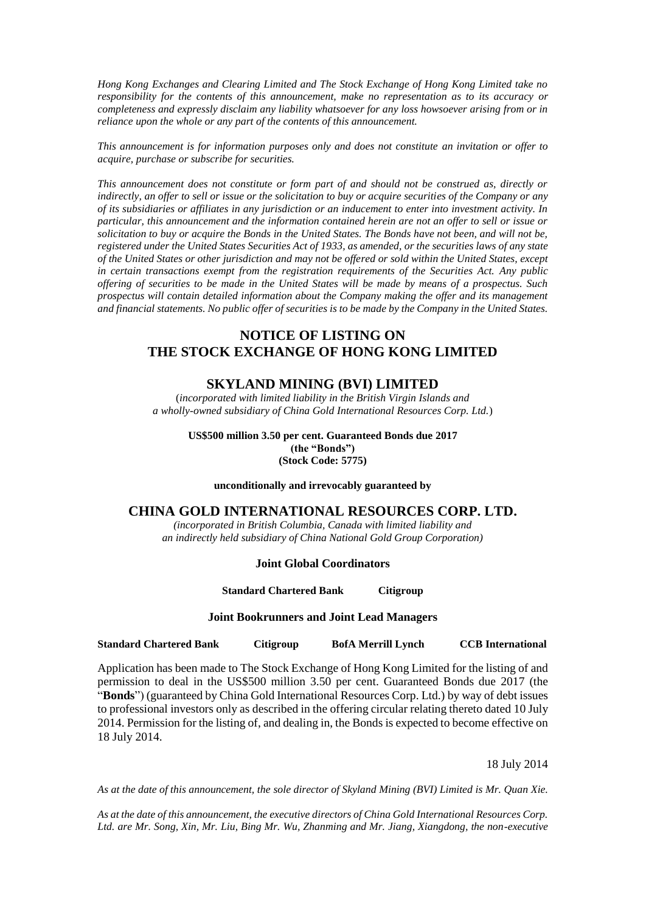*Hong Kong Exchanges and Clearing Limited and The Stock Exchange of Hong Kong Limited take no responsibility for the contents of this announcement, make no representation as to its accuracy or completeness and expressly disclaim any liability whatsoever for any loss howsoever arising from or in reliance upon the whole or any part of the contents of this announcement.*

*This announcement is for information purposes only and does not constitute an invitation or offer to acquire, purchase or subscribe for securities.*

*This announcement does not constitute or form part of and should not be construed as, directly or indirectly, an offer to sell or issue or the solicitation to buy or acquire securities of the Company or any of its subsidiaries or affiliates in any jurisdiction or an inducement to enter into investment activity. In particular, this announcement and the information contained herein are not an offer to sell or issue or solicitation to buy or acquire the Bonds in the United States. The Bonds have not been, and will not be, registered under the United States Securities Act of 1933, as amended, or the securities laws of any state of the United States or other jurisdiction and may not be offered or sold within the United States, except in certain transactions exempt from the registration requirements of the Securities Act. Any public offering of securities to be made in the United States will be made by means of a prospectus. Such prospectus will contain detailed information about the Company making the offer and its management and financial statements. No public offer of securities is to be made by the Company in the United States.*

# NOTICE OF LISTING ON THE STOCK EXCHANGE OF HONG KONG LIMITED

## SKYLAND MINING (BVI) LIMITED

(*incorporated with limited liability in the British Virgin Islands and a wholly-owned subsidiary of China Gold International Resources Corp. Ltd.*)

**US$500 million 3.50 per cent. Guaranteed Bonds due 2017**
**(the "Bonds")**
**(Stock Code: 5775)**

**unconditionally and irrevocably guaranteed by**

## CHINA GOLD INTERNATIONAL RESOURCES CORP. LTD.

*(incorporated in British Columbia, Canada with limited liability and an indirectly held subsidiary of China National Gold Group Corporation)*

**Joint Global Coordinators**

**Standard Chartered Bank** **Citigroup**

**Joint Bookrunners and Joint Lead Managers**

**Standard Chartered Bank** **Citigroup** **BofA Merrill Lynch** **CCB International**

Application has been made to The Stock Exchange of Hong Kong Limited for the listing of and permission to deal in the US$500 million 3.50 per cent. Guaranteed Bonds due 2017 (the "**Bonds**") (guaranteed by China Gold International Resources Corp. Ltd.) by way of debt issues to professional investors only as described in the offering circular relating thereto dated 10 July 2014. Permission for the listing of, and dealing in, the Bonds is expected to become effective on 18 July 2014.

18 July 2014

*As at the date of this announcement, the sole director of Skyland Mining (BVI) Limited is Mr. Quan Xie.*

*As at the date of this announcement, the executive directors of China Gold International Resources Corp. Ltd. are Mr. Song, Xin, Mr. Liu, Bing Mr. Wu, Zhanming and Mr. Jiang, Xiangdong, the non-executive*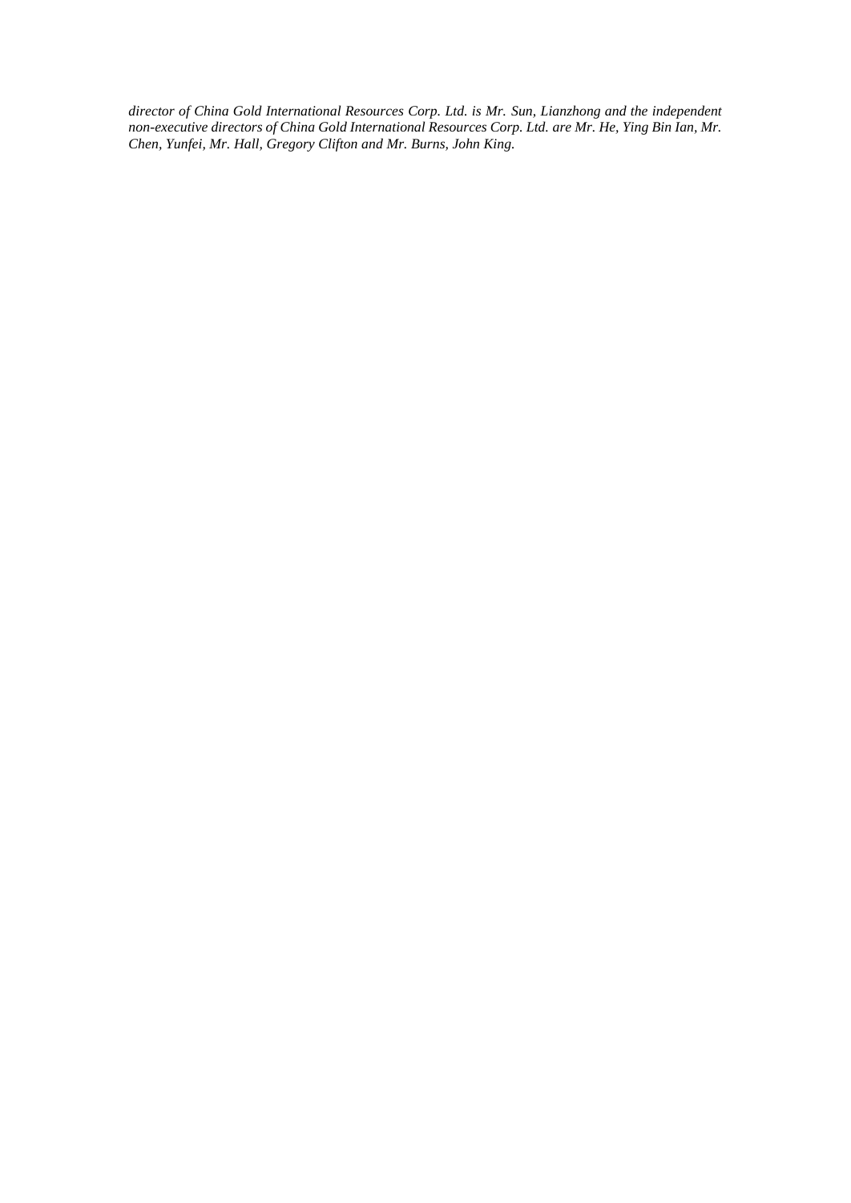*director of China Gold International Resources Corp. Ltd. is Mr. Sun, Lianzhong and the independent non-executive directors of China Gold International Resources Corp. Ltd. are Mr. He, Ying Bin Ian, Mr. Chen, Yunfei, Mr. Hall, Gregory Clifton and Mr. Burns, John King.*